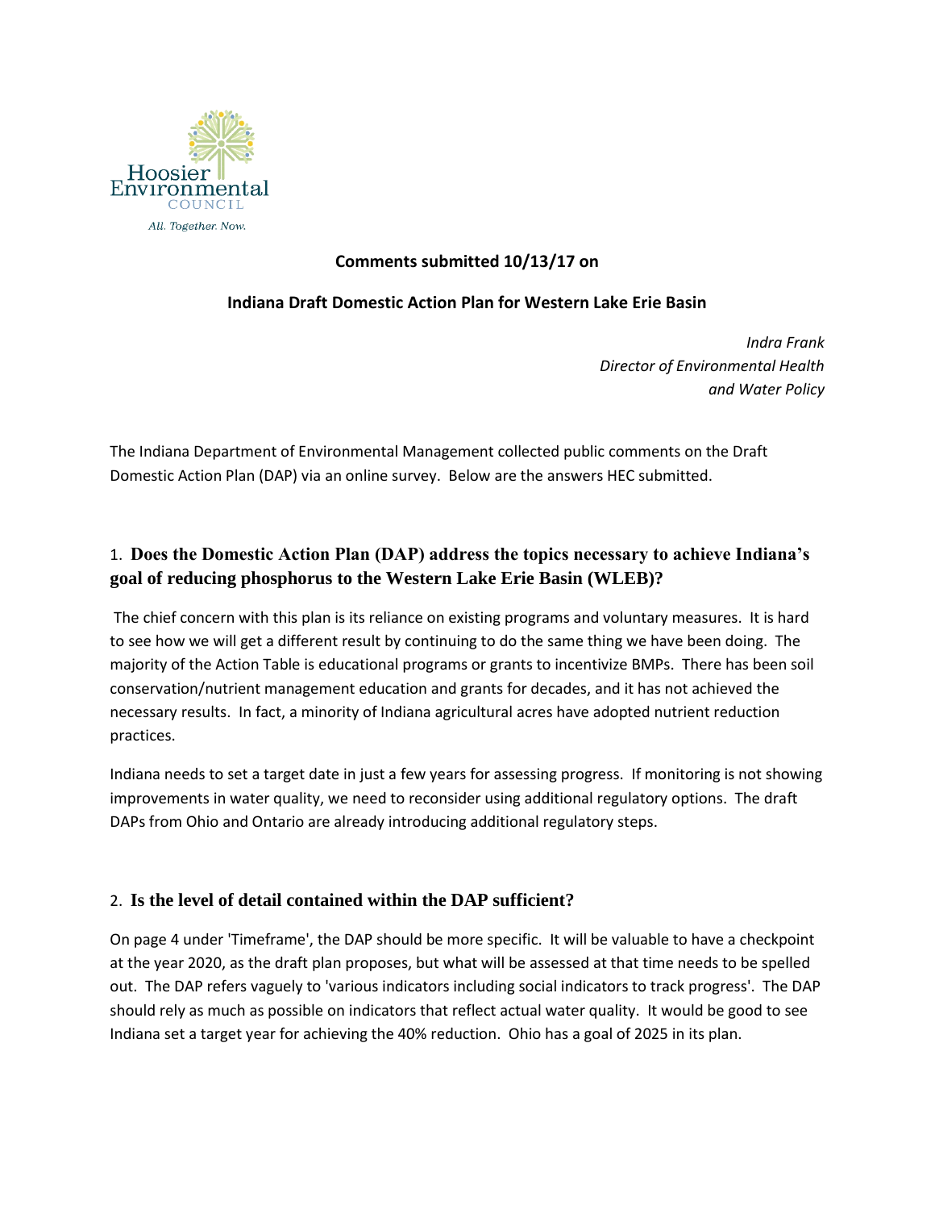Hoosier Environmental Council

*All. Together. Now.*

**Comments submitted 10/13/17 on**

**Indiana Draft Domestic Action Plan for Western Lake Erie Basin**

*Indra Frank*
*Director of Environmental Health and Water Policy*

The Indiana Department of Environmental Management collected public comments on the Draft Domestic Action Plan (DAP) via an online survey. Below are the answers HEC submitted.

## 1. Does the Domestic Action Plan (DAP) address the topics necessary to achieve Indiana's goal of reducing phosphorus to the Western Lake Erie Basin (WLEB)?

The chief concern with this plan is its reliance on existing programs and voluntary measures. It is hard to see how we will get a different result by continuing to do the same thing we have been doing. The majority of the Action Table is educational programs or grants to incentivize BMPs. There has been soil conservation/nutrient management education and grants for decades, and it has not achieved the necessary results. In fact, a minority of Indiana agricultural acres have adopted nutrient reduction practices.

Indiana needs to set a target date in just a few years for assessing progress. If monitoring is not showing improvements in water quality, we need to reconsider using additional regulatory options. The draft DAPs from Ohio and Ontario are already introducing additional regulatory steps.

## 2. Is the level of detail contained within the DAP sufficient?

On page 4 under 'Timeframe', the DAP should be more specific. It will be valuable to have a checkpoint at the year 2020, as the draft plan proposes, but what will be assessed at that time needs to be spelled out. The DAP refers vaguely to 'various indicators including social indicators to track progress'. The DAP should rely as much as possible on indicators that reflect actual water quality. It would be good to see Indiana set a target year for achieving the 40% reduction. Ohio has a goal of 2025 in its plan.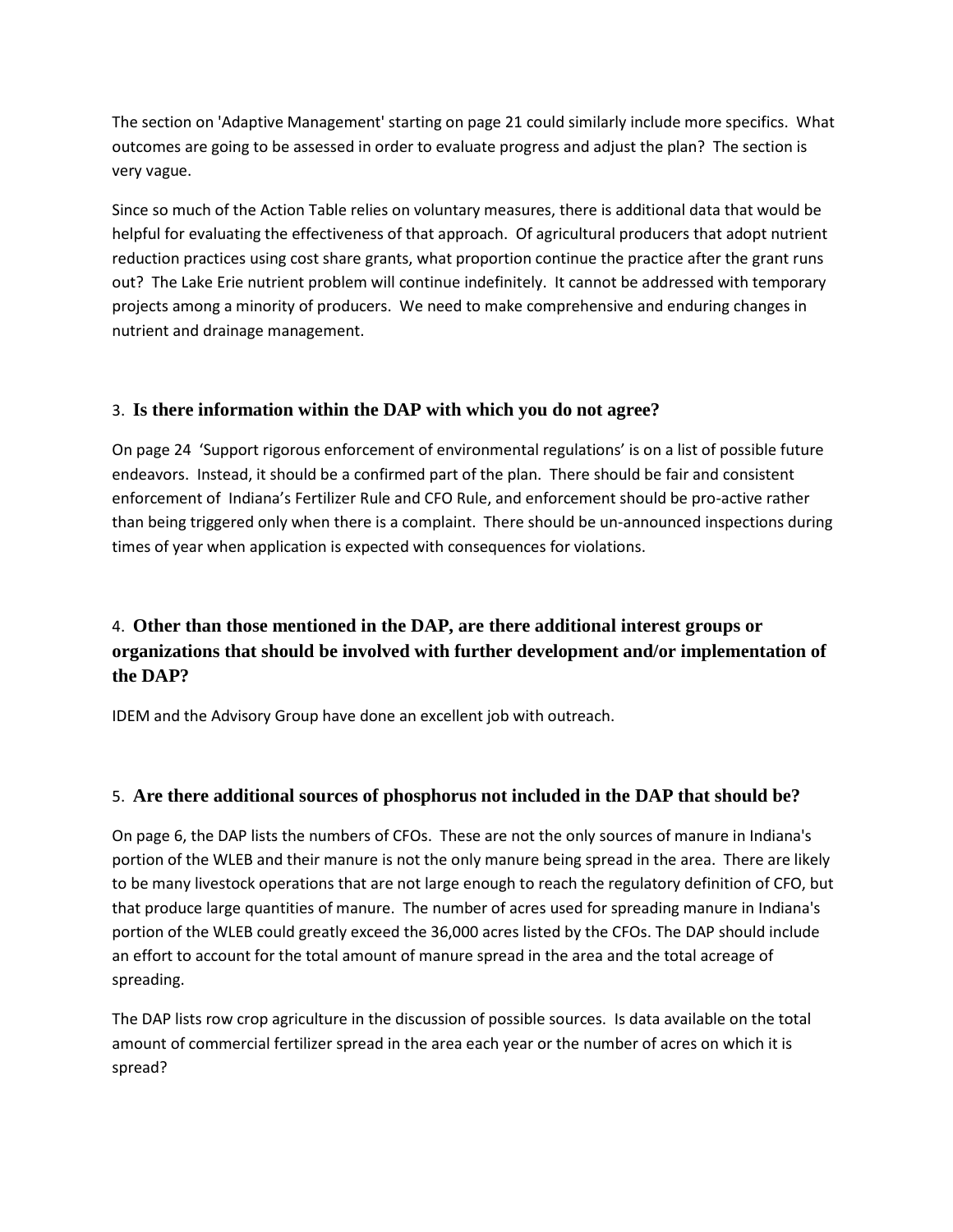The section on 'Adaptive Management' starting on page 21 could similarly include more specifics. What outcomes are going to be assessed in order to evaluate progress and adjust the plan? The section is very vague.

Since so much of the Action Table relies on voluntary measures, there is additional data that would be helpful for evaluating the effectiveness of that approach. Of agricultural producers that adopt nutrient reduction practices using cost share grants, what proportion continue the practice after the grant runs out? The Lake Erie nutrient problem will continue indefinitely. It cannot be addressed with temporary projects among a minority of producers. We need to make comprehensive and enduring changes in nutrient and drainage management.

### 3. **Is there information within the DAP with which you do not agree?**

On page 24 'Support rigorous enforcement of environmental regulations' is on a list of possible future endeavors. Instead, it should be a confirmed part of the plan. There should be fair and consistent enforcement of Indiana's Fertilizer Rule and CFO Rule, and enforcement should be pro-active rather than being triggered only when there is a complaint. There should be un-announced inspections during times of year when application is expected with consequences for violations.

### 4. **Other than those mentioned in the DAP, are there additional interest groups or organizations that should be involved with further development and/or implementation of the DAP?**

IDEM and the Advisory Group have done an excellent job with outreach.

### 5. **Are there additional sources of phosphorus not included in the DAP that should be?**

On page 6, the DAP lists the numbers of CFOs. These are not the only sources of manure in Indiana's portion of the WLEB and their manure is not the only manure being spread in the area. There are likely to be many livestock operations that are not large enough to reach the regulatory definition of CFO, but that produce large quantities of manure. The number of acres used for spreading manure in Indiana's portion of the WLEB could greatly exceed the 36,000 acres listed by the CFOs. The DAP should include an effort to account for the total amount of manure spread in the area and the total acreage of spreading.

The DAP lists row crop agriculture in the discussion of possible sources. Is data available on the total amount of commercial fertilizer spread in the area each year or the number of acres on which it is spread?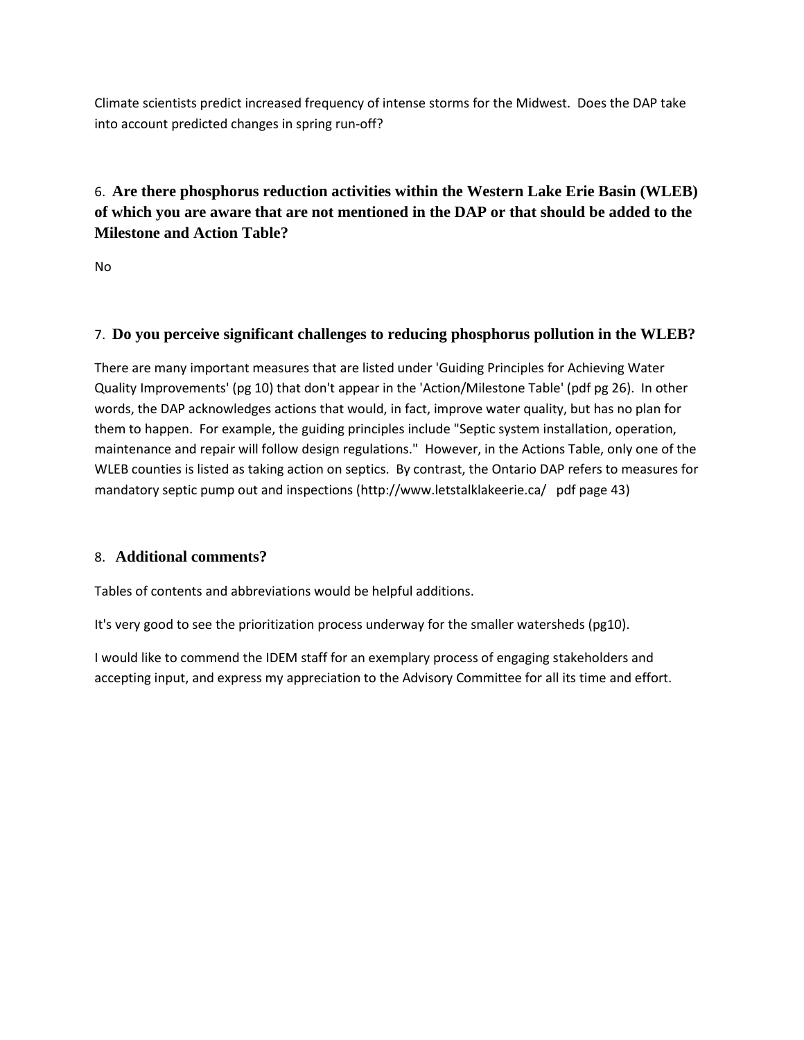Climate scientists predict increased frequency of intense storms for the Midwest. Does the DAP take into account predicted changes in spring run-off?

### 6. **Are there phosphorus reduction activities within the Western Lake Erie Basin (WLEB) of which you are aware that are not mentioned in the DAP or that should be added to the Milestone and Action Table?**

No

### 7. **Do you perceive significant challenges to reducing phosphorus pollution in the WLEB?**

There are many important measures that are listed under 'Guiding Principles for Achieving Water Quality Improvements' (pg 10) that don't appear in the 'Action/Milestone Table' (pdf pg 26). In other words, the DAP acknowledges actions that would, in fact, improve water quality, but has no plan for them to happen. For example, the guiding principles include "Septic system installation, operation, maintenance and repair will follow design regulations." However, in the Actions Table, only one of the WLEB counties is listed as taking action on septics. By contrast, the Ontario DAP refers to measures for mandatory septic pump out and inspections (http://www.letstalklakeerie.ca/ pdf page 43)

### 8. **Additional comments?**

Tables of contents and abbreviations would be helpful additions.

It's very good to see the prioritization process underway for the smaller watersheds (pg10).

I would like to commend the IDEM staff for an exemplary process of engaging stakeholders and accepting input, and express my appreciation to the Advisory Committee for all its time and effort.